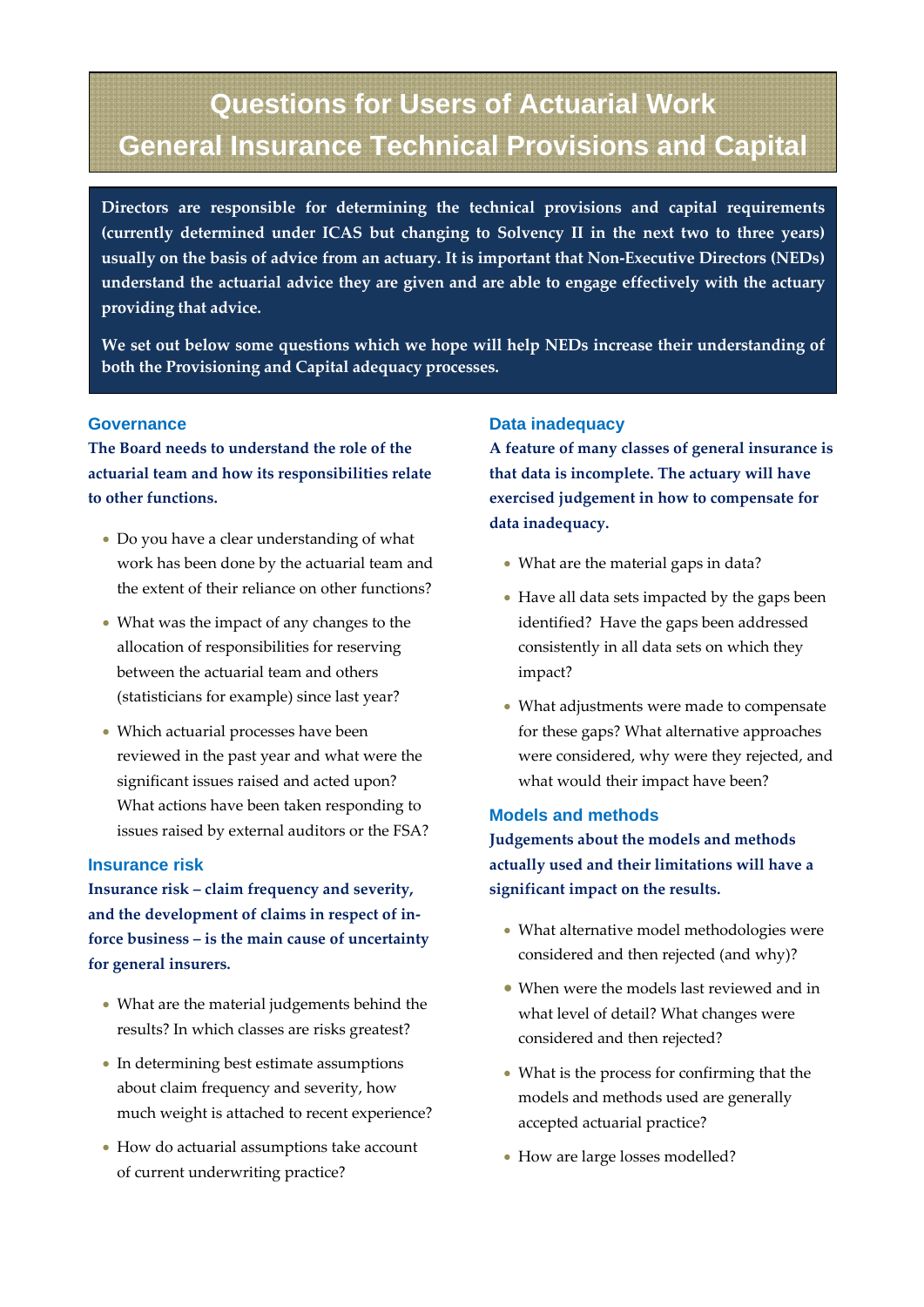# Questions for Users of Actuarial Work
# General Insurance Technical Provisions and Capital

**Directors are responsible for determining the technical provisions and capital requirements (currently determined under ICAS but changing to Solvency II in the next two to three years) usually on the basis of advice from an actuary. It is important that Non-Executive Directors (NEDs) understand the actuarial advice they are given and are able to engage effectively with the actuary providing that advice.**

**We set out below some questions which we hope will help NEDs increase their understanding of both the Provisioning and Capital adequacy processes.**

## Governance

**The Board needs to understand the role of the actuarial team and how its responsibilities relate to other functions.**

- Do you have a clear understanding of what work has been done by the actuarial team and the extent of their reliance on other functions?
- What was the impact of any changes to the allocation of responsibilities for reserving between the actuarial team and others (statisticians for example) since last year?
- Which actuarial processes have been reviewed in the past year and what were the significant issues raised and acted upon? What actions have been taken responding to issues raised by external auditors or the FSA?

## Insurance risk

**Insurance risk – claim frequency and severity, and the development of claims in respect of in-force business – is the main cause of uncertainty for general insurers.**

- What are the material judgements behind the results? In which classes are risks greatest?
- In determining best estimate assumptions about claim frequency and severity, how much weight is attached to recent experience?
- How do actuarial assumptions take account of current underwriting practice?

## Data inadequacy

**A feature of many classes of general insurance is that data is incomplete. The actuary will have exercised judgement in how to compensate for data inadequacy.**

- What are the material gaps in data?
- Have all data sets impacted by the gaps been identified? Have the gaps been addressed consistently in all data sets on which they impact?
- What adjustments were made to compensate for these gaps? What alternative approaches were considered, why were they rejected, and what would their impact have been?

## Models and methods

**Judgements about the models and methods actually used and their limitations will have a significant impact on the results.**

- What alternative model methodologies were considered and then rejected (and why)?
- When were the models last reviewed and in what level of detail? What changes were considered and then rejected?
- What is the process for confirming that the models and methods used are generally accepted actuarial practice?
- How are large losses modelled?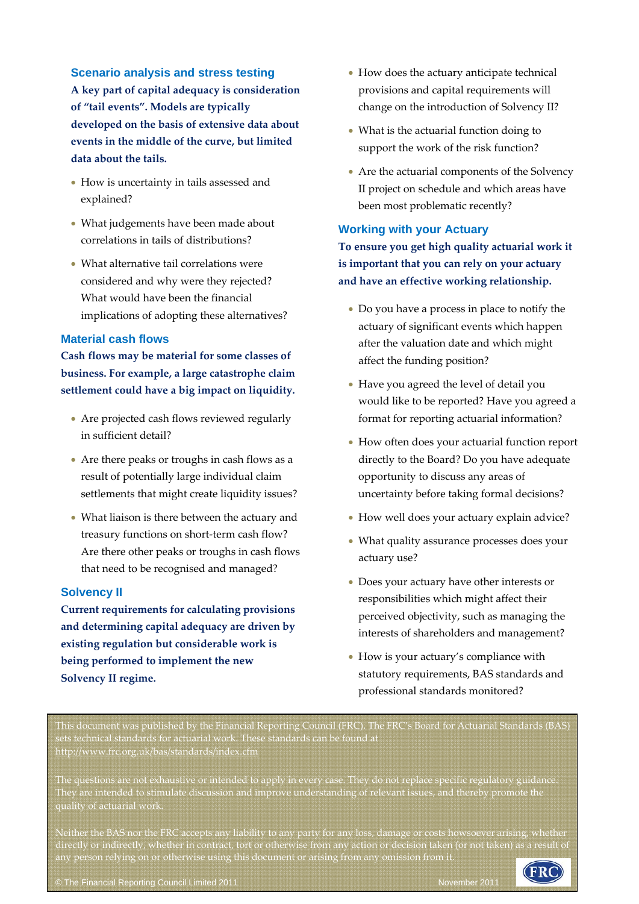## Scenario analysis and stress testing

**A key part of capital adequacy is consideration of "tail events". Models are typically developed on the basis of extensive data about events in the middle of the curve, but limited data about the tails.**

- How is uncertainty in tails assessed and explained?
- What judgements have been made about correlations in tails of distributions?
- What alternative tail correlations were considered and why were they rejected? What would have been the financial implications of adopting these alternatives?

## Material cash flows

**Cash flows may be material for some classes of business. For example, a large catastrophe claim settlement could have a big impact on liquidity.**

- Are projected cash flows reviewed regularly in sufficient detail?
- Are there peaks or troughs in cash flows as a result of potentially large individual claim settlements that might create liquidity issues?
- What liaison is there between the actuary and treasury functions on short-term cash flow? Are there other peaks or troughs in cash flows that need to be recognised and managed?

## Solvency II

**Current requirements for calculating provisions and determining capital adequacy are driven by existing regulation but considerable work is being performed to implement the new Solvency II regime.**

- How does the actuary anticipate technical provisions and capital requirements will change on the introduction of Solvency II?
- What is the actuarial function doing to support the work of the risk function?
- Are the actuarial components of the Solvency II project on schedule and which areas have been most problematic recently?

## Working with your Actuary

**To ensure you get high quality actuarial work it is important that you can rely on your actuary and have an effective working relationship.**

- Do you have a process in place to notify the actuary of significant events which happen after the valuation date and which might affect the funding position?
- Have you agreed the level of detail you would like to be reported? Have you agreed a format for reporting actuarial information?
- How often does your actuarial function report directly to the Board? Do you have adequate opportunity to discuss any areas of uncertainty before taking formal decisions?
- How well does your actuary explain advice?
- What quality assurance processes does your actuary use?
- Does your actuary have other interests or responsibilities which might affect their perceived objectivity, such as managing the interests of shareholders and management?
- How is your actuary's compliance with statutory requirements, BAS standards and professional standards monitored?

This document was published by the Financial Reporting Council (FRC). The FRC's Board for Actuarial Standards (BAS) sets technical standards for actuarial work. These standards can be found at http://www.frc.org.uk/bas/standards/index.cfm

The questions are not exhaustive or intended to apply in every case. They do not replace specific regulatory guidance. They are intended to stimulate discussion and improve understanding of relevant issues, and thereby promote the quality of actuarial work.

Neither the BAS nor the FRC accepts any liability to any party for any loss, damage or costs howsoever arising, whether directly or indirectly, whether in contract, tort or otherwise from any action or decision taken (or not taken) as a result of any person relying on or otherwise using this document or arising from any omission from it.

© The Financial Reporting Council Limited 2011 November 2011